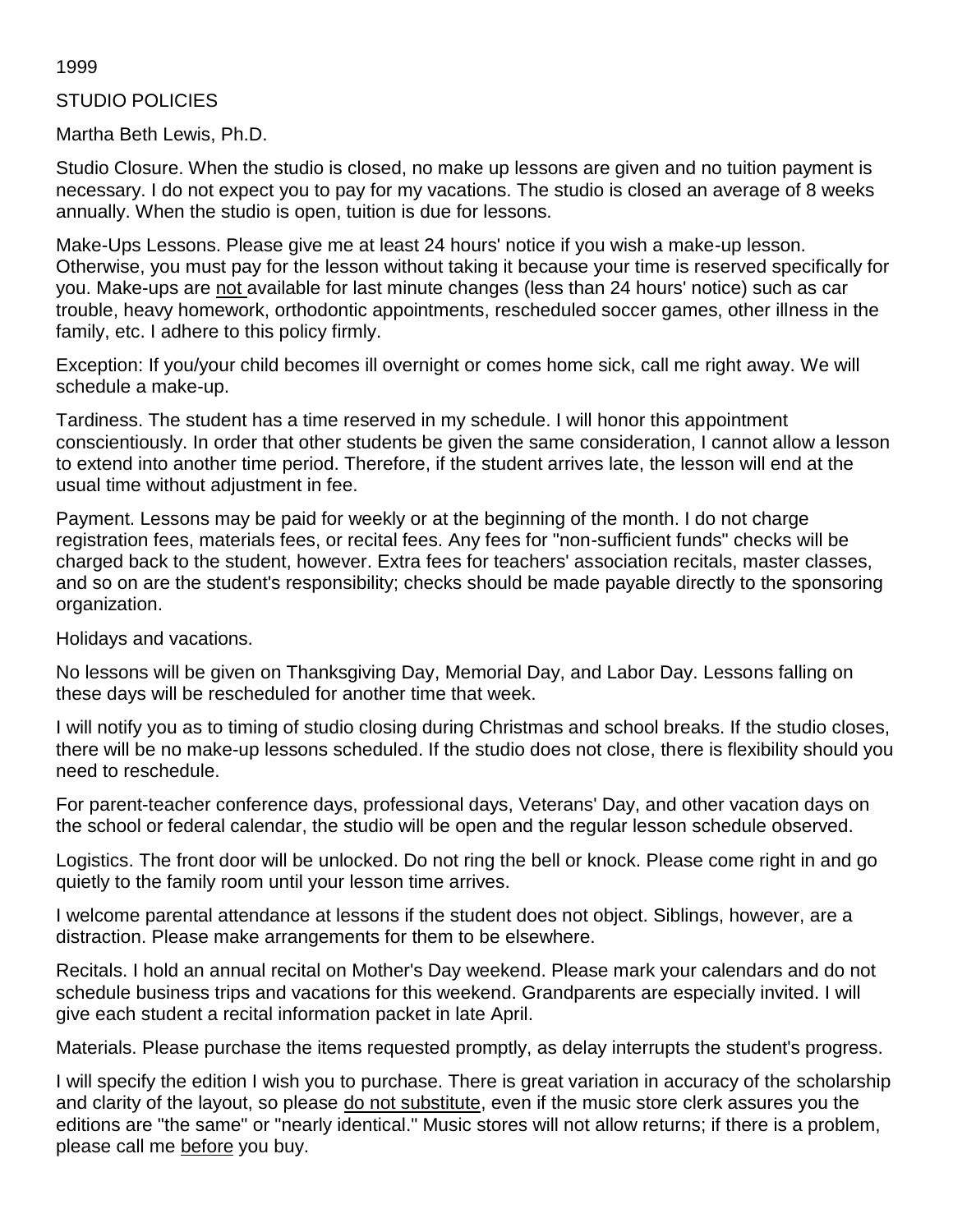1999

STUDIO POLICIES

Martha Beth Lewis, Ph.D.

Studio Closure. When the studio is closed, no make up lessons are given and no tuition payment is necessary. I do not expect you to pay for my vacations. The studio is closed an average of 8 weeks annually. When the studio is open, tuition is due for lessons.

Make-Ups Lessons. Please give me at least 24 hours' notice if you wish a make-up lesson. Otherwise, you must pay for the lesson without taking it because your time is reserved specifically for you. Make-ups are <u>not</u> available for last minute changes (less than 24 hours' notice) such as car trouble, heavy homework, orthodontic appointments, rescheduled soccer games, other illness in the family, etc. I adhere to this policy firmly.

Exception: If you/your child becomes ill overnight or comes home sick, call me right away. We will schedule a make-up.

Tardiness. The student has a time reserved in my schedule. I will honor this appointment conscientiously. In order that other students be given the same consideration, I cannot allow a lesson to extend into another time period. Therefore, if the student arrives late, the lesson will end at the usual time without adjustment in fee.

Payment. Lessons may be paid for weekly or at the beginning of the month. I do not charge registration fees, materials fees, or recital fees. Any fees for "non-sufficient funds" checks will be charged back to the student, however. Extra fees for teachers' association recitals, master classes, and so on are the student's responsibility; checks should be made payable directly to the sponsoring organization.

Holidays and vacations.

No lessons will be given on Thanksgiving Day, Memorial Day, and Labor Day. Lessons falling on these days will be rescheduled for another time that week.

I will notify you as to timing of studio closing during Christmas and school breaks. If the studio closes, there will be no make-up lessons scheduled. If the studio does not close, there is flexibility should you need to reschedule.

For parent-teacher conference days, professional days, Veterans' Day, and other vacation days on the school or federal calendar, the studio will be open and the regular lesson schedule observed.

Logistics. The front door will be unlocked. Do not ring the bell or knock. Please come right in and go quietly to the family room until your lesson time arrives.

I welcome parental attendance at lessons if the student does not object. Siblings, however, are a distraction. Please make arrangements for them to be elsewhere.

Recitals. I hold an annual recital on Mother's Day weekend. Please mark your calendars and do not schedule business trips and vacations for this weekend. Grandparents are especially invited. I will give each student a recital information packet in late April.

Materials. Please purchase the items requested promptly, as delay interrupts the student's progress.

I will specify the edition I wish you to purchase. There is great variation in accuracy of the scholarship and clarity of the layout, so please <u>do not substitute</u>, even if the music store clerk assures you the editions are "the same" or "nearly identical." Music stores will not allow returns; if there is a problem, please call me <u>before</u> you buy.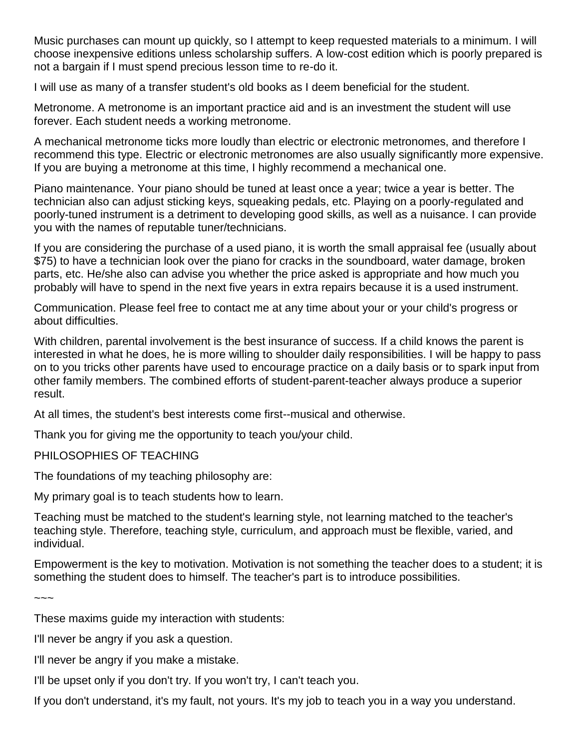Music purchases can mount up quickly, so I attempt to keep requested materials to a minimum. I will choose inexpensive editions unless scholarship suffers. A low-cost edition which is poorly prepared is not a bargain if I must spend precious lesson time to re-do it.

I will use as many of a transfer student's old books as I deem beneficial for the student.

Metronome. A metronome is an important practice aid and is an investment the student will use forever. Each student needs a working metronome.

A mechanical metronome ticks more loudly than electric or electronic metronomes, and therefore I recommend this type. Electric or electronic metronomes are also usually significantly more expensive. If you are buying a metronome at this time, I highly recommend a mechanical one.

Piano maintenance. Your piano should be tuned at least once a year; twice a year is better. The technician also can adjust sticking keys, squeaking pedals, etc. Playing on a poorly-regulated and poorly-tuned instrument is a detriment to developing good skills, as well as a nuisance. I can provide you with the names of reputable tuner/technicians.

If you are considering the purchase of a used piano, it is worth the small appraisal fee (usually about $75) to have a technician look over the piano for cracks in the soundboard, water damage, broken parts, etc. He/she also can advise you whether the price asked is appropriate and how much you probably will have to spend in the next five years in extra repairs because it is a used instrument.

Communication. Please feel free to contact me at any time about your or your child's progress or about difficulties.

With children, parental involvement is the best insurance of success. If a child knows the parent is interested in what he does, he is more willing to shoulder daily responsibilities. I will be happy to pass on to you tricks other parents have used to encourage practice on a daily basis or to spark input from other family members. The combined efforts of student-parent-teacher always produce a superior result.

At all times, the student's best interests come first--musical and otherwise.

Thank you for giving me the opportunity to teach you/your child.

## PHILOSOPHIES OF TEACHING

The foundations of my teaching philosophy are:

My primary goal is to teach students how to learn.

Teaching must be matched to the student's learning style, not learning matched to the teacher's teaching style. Therefore, teaching style, curriculum, and approach must be flexible, varied, and individual.

Empowerment is the key to motivation. Motivation is not something the teacher does to a student; it is something the student does to himself. The teacher's part is to introduce possibilities.

~~~

These maxims guide my interaction with students:

I'll never be angry if you ask a question.

I'll never be angry if you make a mistake.

I'll be upset only if you don't try. If you won't try, I can't teach you.

If you don't understand, it's my fault, not yours. It's my job to teach you in a way you understand.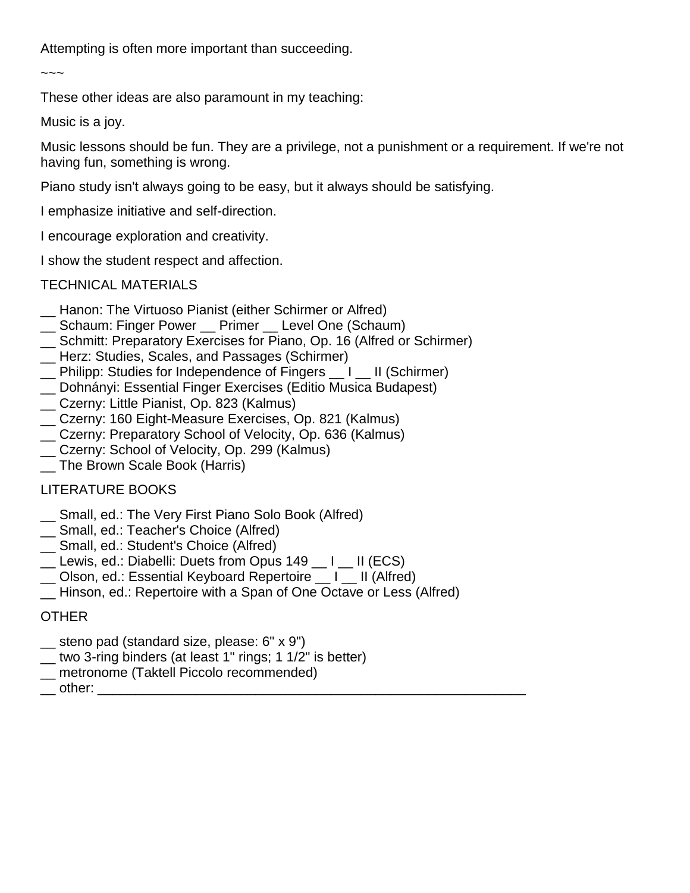Attempting is often more important than succeeding.

~~~

These other ideas are also paramount in my teaching:

Music is a joy.

Music lessons should be fun. They are a privilege, not a punishment or a requirement. If we're not having fun, something is wrong.

Piano study isn't always going to be easy, but it always should be satisfying.

I emphasize initiative and self-direction.

I encourage exploration and creativity.

I show the student respect and affection.

TECHNICAL MATERIALS

__ Hanon: The Virtuoso Pianist (either Schirmer or Alfred)  
__ Schaum: Finger Power __ Primer __ Level One (Schaum)  
__ Schmitt: Preparatory Exercises for Piano, Op. 16 (Alfred or Schirmer)  
__ Herz: Studies, Scales, and Passages (Schirmer)  
__ Philipp: Studies for Independence of Fingers __ I __ II (Schirmer)  
__ Dohnányi: Essential Finger Exercises (Editio Musica Budapest)  
__ Czerny: Little Pianist, Op. 823 (Kalmus)  
__ Czerny: 160 Eight-Measure Exercises, Op. 821 (Kalmus)  
__ Czerny: Preparatory School of Velocity, Op. 636 (Kalmus)  
__ Czerny: School of Velocity, Op. 299 (Kalmus)  
__ The Brown Scale Book (Harris)

LITERATURE BOOKS

__ Small, ed.: The Very First Piano Solo Book (Alfred)  
__ Small, ed.: Teacher's Choice (Alfred)  
__ Small, ed.: Student's Choice (Alfred)  
__ Lewis, ed.: Diabelli: Duets from Opus 149 __ I __ II (ECS)  
__ Olson, ed.: Essential Keyboard Repertoire __ I __ II (Alfred)  
__ Hinson, ed.: Repertoire with a Span of One Octave or Less (Alfred)

OTHER

__ steno pad (standard size, please: 6" x 9")  
__ two 3-ring binders (at least 1" rings; 1 1/2" is better)  
__ metronome (Taktell Piccolo recommended)  
__ other: ____________________________________________________________